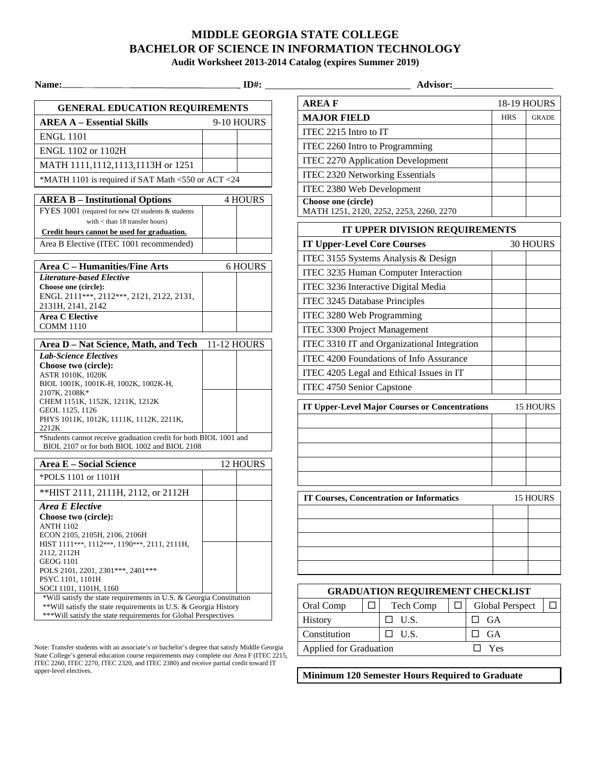# MIDDLE GEORGIA STATE COLLEGE
# BACHELOR OF SCIENCE IN INFORMATION TECHNOLOGY
### Audit Worksheet 2013-2014 Catalog (expires Summer 2019)

**Name:**\_\_\_\_\_\_\_\_\_\_\_\_\_\_\_\_\_\_\_\_ **ID#:** \_\_\_\_\_\_\_\_\_\_\_\_\_\_\_\_\_\_\_\_ **Advisor:**\_\_\_\_\_\_\_\_\_\_\_\_\_\_\_\_\_\_\_\_

| GENERAL EDUCATION REQUIREMENTS | | |
|---|---|---|
| **AREA A – Essential Skills** 9-10 HOURS | | |
| ENGL 1101 | | |
| ENGL 1102 or 1102H | | |
| MATH 1111,1112,1113,1113H or 1251 | | |
| *MATH 1101 is required if SAT Math <550 or ACT <24 | | |

| **AREA B – Institutional Options** 4 HOURS | | |
|---|---|---|
| FYES 1001 (required for new f2f students & students with < than 18 transfer hours) **Credit hours cannot be used for graduation.** | | |
| Area B Elective (ITEC 1001 recommended) | | |

| **Area C – Humanities/Fine Arts** 6 HOURS | | |
|---|---|---|
| ***Literature-based Elective*** **Choose one (circle):** ENGL 2111***, 2112***, 2121, 2122, 2131, 2131H, 2141, 2142 | | |
| **Area C Elective** COMM 1110 | | |

| **Area D – Nat Science, Math, and Tech** 11-12 HOURS | | |
|---|---|---|
| ***Lab-Science Electives*** **Choose two (circle):** ASTR 1010K, 1020K BIOL 1001K, 1001K-H, 1002K, 1002K-H, 2107K, 2108K* CHEM 1151K, 1152K, 1211K, 1212K GEOL 1125, 1126 PHYS 1011K, 1012K, 1111K, 1112K, 2211K, 2212K | | |
| | | |
| *Students cannot receive graduation credit for both BIOL 1001 and BIOL 2107 or for both BIOL 1002 and BIOL 2108 | | |

| **Area E – Social Science** 12 HOURS | | |
|---|---|---|
| *POLS 1101 or 1101H | | |
| **HIST 2111, 2111H, 2112, or 2112H | | |
| ***Area E Elective*** **Choose two (circle):** ANTH 1102 ECON 2105, 2105H, 2106, 2106H HIST 1111***, 1112***, 1190***, 2111, 2111H, 2112, 2112H GEOG 1101 POLS 2101, 2201, 2301***, 2401*** PSYC 1101, 1101H SOCI 1101, 1101H, 1160 | | |
| | | |

*Will satisfy the state requirements in U.S. & Georgia Constitution
**Will satisfy the state requirements in U.S. & Georgia History
***Will satisfy the state requirements for Global Perspectives

Note: Transfer students with an associate's or bachelor's degree that satisfy Middle Georgia State College's general education course requirements may complete our Area F (ITEC 2215, ITEC 2260, ITEC 2270, ITEC 2320, and ITEC 2380) and receive partial credit toward IT upper-level electives.

| **AREA F** 18-19 HOURS | | |
|---|---|---|
| **MAJOR FIELD** | HRS | GRADE |
| ITEC 2215 Intro to IT | | |
| ITEC 2260 Intro to Programming | | |
| ITEC 2270 Application Development | | |
| ITEC 2320 Networking Essentials | | |
| ITEC 2380 Web Development | | |
| **Choose one (circle)** MATH 1251, 2120, 2252, 2253, 2260, 2270 | | |

| IT UPPER DIVISION REQUIREMENTS | | |
|---|---|---|
| **IT Upper-Level Core Courses** 30 HOURS | | |
| ITEC 3155 Systems Analysis & Design | | |
| ITEC 3235 Human Computer Interaction | | |
| ITEC 3236 Interactive Digital Media | | |
| ITEC 3245 Database Principles | | |
| ITEC 3280 Web Programming | | |
| ITEC 3300 Project Management | | |
| ITEC 3310 IT and Organizational Integration | | |
| ITEC 4200 Foundations of Info Assurance | | |
| ITEC 4205 Legal and Ethical Issues in IT | | |
| ITEC 4750 Senior Capstone | | |

| **IT Upper-Level Major Courses or Concentrations** 15 HOURS | | |
|---|---|---|
| | | |
| | | |
| | | |
| | | |
| | | |

| **IT Courses, Concentration or Informatics** 15 HOURS | | |
|---|---|---|
| | | |
| | | |
| | | |
| | | |
| | | |

| GRADUATION REQUIREMENT CHECKLIST | | | | | |
|---|---|---|---|---|---|
| Oral Comp | ☐ | Tech Comp | ☐ | Global Perspect | ☐ |
| History | | ☐ U.S. | | ☐ GA | |
| Constitution | | ☐ U.S. | | ☐ GA | |
| Applied for Graduation | | | | ☐ Yes | |

**Minimum 120 Semester Hours Required to Graduate**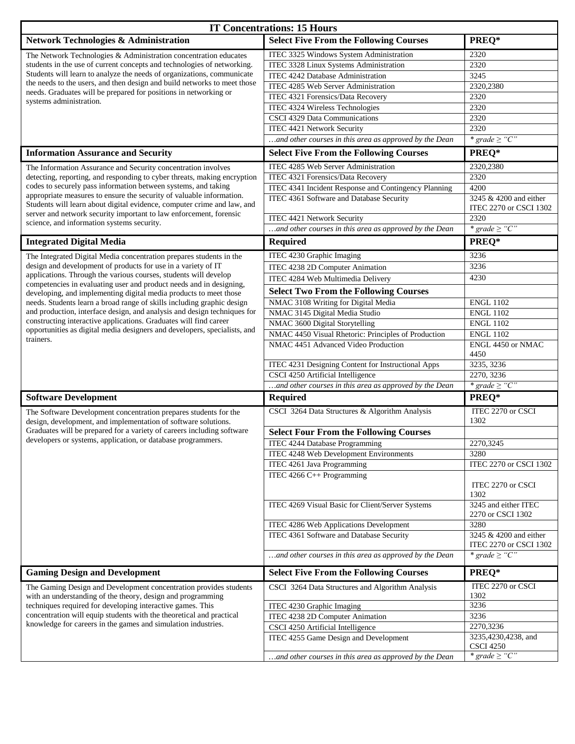| IT Concentrations: 15 Hours | | |
|---|---|---|
| **Network Technologies & Administration** | **Select Five From the Following Courses** | **PREQ*** |
| The Network Technologies & Administration concentration educates students in the use of current concepts and technologies of networking. Students will learn to analyze the needs of organizations, communicate the needs to the users, and then design and build networks to meet those needs. Graduates will be prepared for positions in networking or systems administration. | ITEC 3325 Windows System Administration | 2320 |
| | ITEC 3328 Linux Systems Administration | 2320 |
| | ITEC 4242 Database Administration | 3245 |
| | ITEC 4285 Web Server Administration | 2320,2380 |
| | ITEC 4321 Forensics/Data Recovery | 2320 |
| | ITEC 4324 Wireless Technologies | 2320 |
| | CSCI 4329 Data Communications | 2320 |
| | ITEC 4421 Network Security | 2320 |
| | *…and other courses in this area as approved by the Dean* | *\* grade ≥ "C"* |
| **Information Assurance and Security** | **Select Five From the Following Courses** | **PREQ*** |
| The Information Assurance and Security concentration involves detecting, reporting, and responding to cyber threats, making encryption codes to securely pass information between systems, and taking appropriate measures to ensure the security of valuable information. Students will learn about digital evidence, computer crime and law, and server and network security important to law enforcement, forensic science, and information systems security. | ITEC 4285 Web Server Administration | 2320,2380 |
| | ITEC 4321 Forensics/Data Recovery | 2320 |
| | ITEC 4341 Incident Response and Contingency Planning | 4200 |
| | ITEC 4361 Software and Database Security | 3245 & 4200 and either ITEC 2270 or CSCI 1302 |
| | ITEC 4421 Network Security | 2320 |
| | *…and other courses in this area as approved by the Dean* | *\* grade ≥ "C"* |
| **Integrated Digital Media** | **Required** | **PREQ*** |
| The Integrated Digital Media concentration prepares students in the design and development of products for use in a variety of IT applications. Through the various courses, students will develop competencies in evaluating user and product needs and in designing, developing, and implementing digital media products to meet those needs. Students learn a broad range of skills including graphic design and production, interface design, and analysis and design techniques for constructing interactive applications. Graduates will find career opportunities as digital media designers and developers, specialists, and trainers. | ITEC 4230 Graphic Imaging | 3236 |
| | ITEC 4238 2D Computer Animation | 3236 |
| | ITEC 4284 Web Multimedia Delivery | 4230 |
| | **Select Two From the Following Courses** | |
| | NMAC 3108 Writing for Digital Media | ENGL 1102 |
| | NMAC 3145 Digital Media Studio | ENGL 1102 |
| | NMAC 3600 Digital Storytelling | ENGL 1102 |
| | NMAC 4450 Visual Rhetoric: Principles of Production | ENGL 1102 |
| | NMAC 4451 Advanced Video Production | ENGL 4450 or NMAC 4450 |
| | ITEC 4231 Designing Content for Instructional Apps | 3235, 3236 |
| | CSCI 4250 Artificial Intelligence | 2270, 3236 |
| | *…and other courses in this area as approved by the Dean* | *\* grade ≥ "C"* |
| **Software Development** | **Required** | **PREQ*** |
| The Software Development concentration prepares students for the design, development, and implementation of software solutions. Graduates will be prepared for a variety of careers including software developers or systems, application, or database programmers. | CSCI 3264 Data Structures & Algorithm Analysis | ITEC 2270 or CSCI 1302 |
| | **Select Four From the Following Courses** | |
| | ITEC 4244 Database Programming | 2270,3245 |
| | ITEC 4248 Web Development Environments | 3280 |
| | ITEC 4261 Java Programming | ITEC 2270 or CSCI 1302 |
| | ITEC 4266 C++ Programming | ITEC 2270 or CSCI 1302 |
| | ITEC 4269 Visual Basic for Client/Server Systems | 3245 and either ITEC 2270 or CSCI 1302 |
| | ITEC 4286 Web Applications Development | 3280 |
| | ITEC 4361 Software and Database Security | 3245 & 4200 and either ITEC 2270 or CSCI 1302 |
| | *…and other courses in this area as approved by the Dean* | *\* grade ≥ "C"* |
| **Gaming Design and Development** | **Select Five From the Following Courses** | **PREQ*** |
| The Gaming Design and Development concentration provides students with an understanding of the theory, design and programming techniques required for developing interactive games. This concentration will equip students with the theoretical and practical knowledge for careers in the games and simulation industries. | CSCI 3264 Data Structures and Algorithm Analysis | ITEC 2270 or CSCI 1302 |
| | ITEC 4230 Graphic Imaging | 3236 |
| | ITEC 4238 2D Computer Animation | 3236 |
| | CSCI 4250 Artificial Intelligence | 2270,3236 |
| | ITEC 4255 Game Design and Development | 3235,4230,4238, and CSCI 4250 |
| | *…and other courses in this area as approved by the Dean* | *\* grade ≥ "C"* |